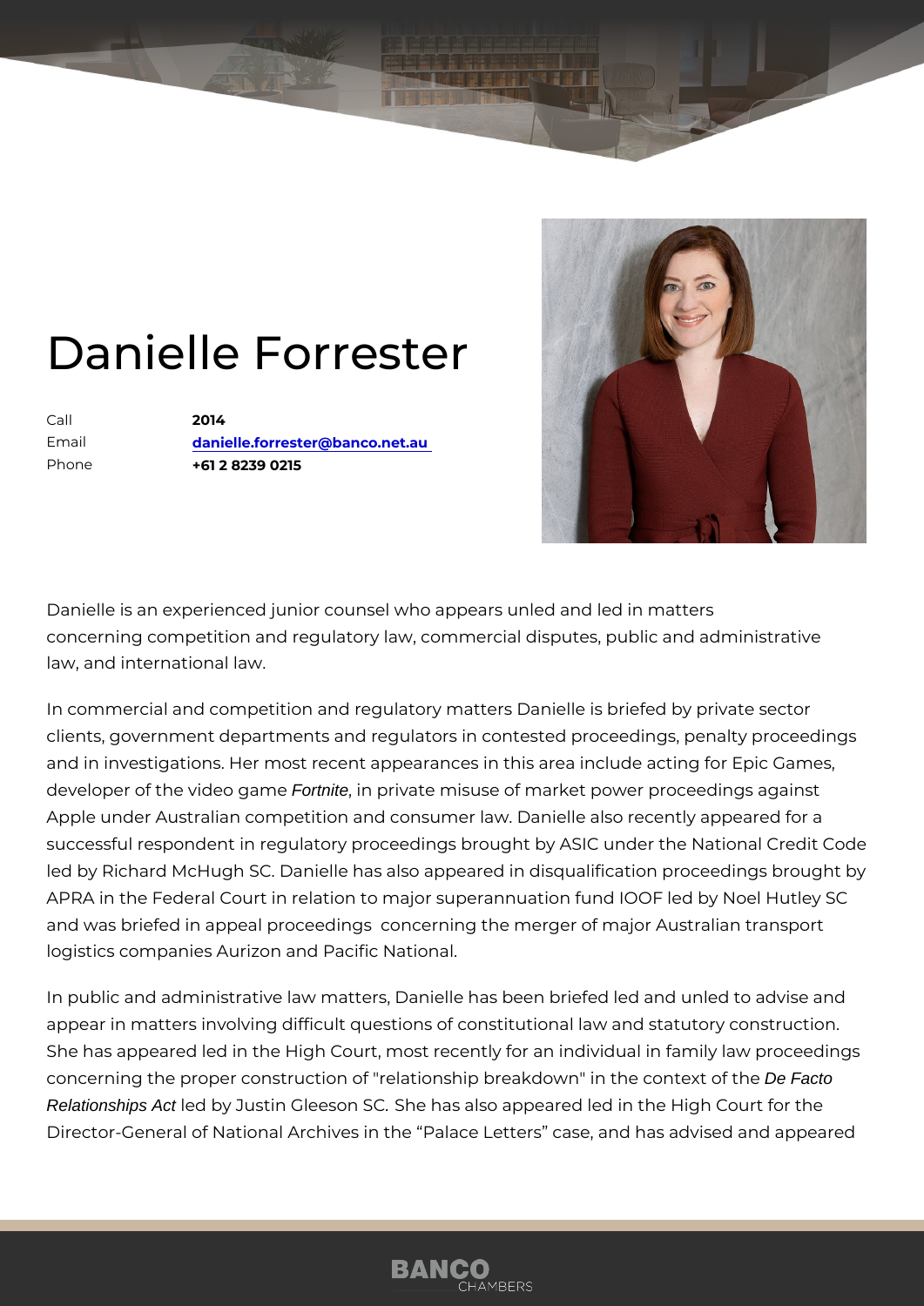# Danielle Forrester

| | |
|---|---|
| Call | **2014** |
| Email | **danielle.forrester@banco.net.au** |
| Phone | **+61 2 8239 0215** |

Danielle is an experienced junior counsel who appears unled and led in matters concerning competition and regulatory law, commercial disputes, public and administrative law, and international law.

In commercial and competition and regulatory matters Danielle is briefed by private sector clients, government departments and regulators in contested proceedings, penalty proceedings and in investigations. Her most recent appearances in this area include acting for Epic Games, developer of the video game *Fortnite*, in private misuse of market power proceedings against Apple under Australian competition and consumer law. Danielle also recently appeared for a successful respondent in regulatory proceedings brought by ASIC under the National Credit Code led by Richard McHugh SC. Danielle has also appeared in disqualification proceedings brought by APRA in the Federal Court in relation to major superannuation fund IOOF led by Noel Hutley SC and was briefed in appeal proceedings concerning the merger of major Australian transport logistics companies Aurizon and Pacific National.

In public and administrative law matters, Danielle has been briefed led and unled to advise and appear in matters involving difficult questions of constitutional law and statutory construction. She has appeared led in the High Court, most recently for an individual in family law proceedings concerning the proper construction of "relationship breakdown" in the context of the *De Facto Relationships Act* led by Justin Gleeson SC. She has also appeared led in the High Court for the Director-General of National Archives in the “Palace Letters” case, and has advised and appeared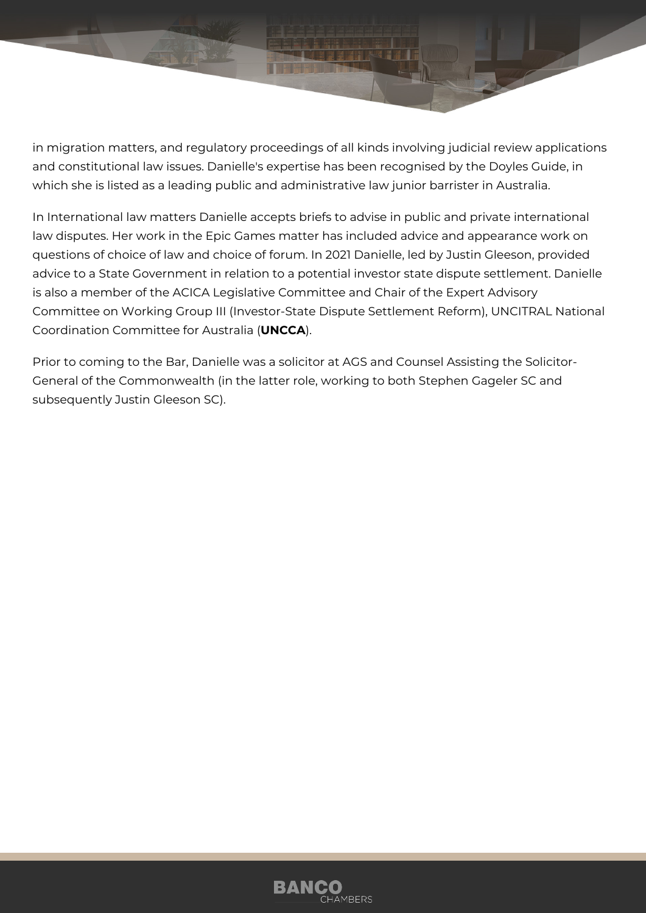in migration matters, and regulatory proceedings of all kinds involving judicial review applications and constitutional law issues. Danielle's expertise has been recognised by the Doyles Guide, in which she is listed as a leading public and administrative law junior barrister in Australia.

In International law matters Danielle accepts briefs to advise in public and private international law disputes. Her work in the Epic Games matter has included advice and appearance work on questions of choice of law and choice of forum. In 2021 Danielle, led by Justin Gleeson, provided advice to a State Government in relation to a potential investor state dispute settlement. Danielle is also a member of the ACICA Legislative Committee and Chair of the Expert Advisory Committee on Working Group III (Investor-State Dispute Settlement Reform), UNCITRAL National Coordination Committee for Australia (**UNCCA**).

Prior to coming to the Bar, Danielle was a solicitor at AGS and Counsel Assisting the Solicitor-General of the Commonwealth (in the latter role, working to both Stephen Gageler SC and subsequently Justin Gleeson SC).